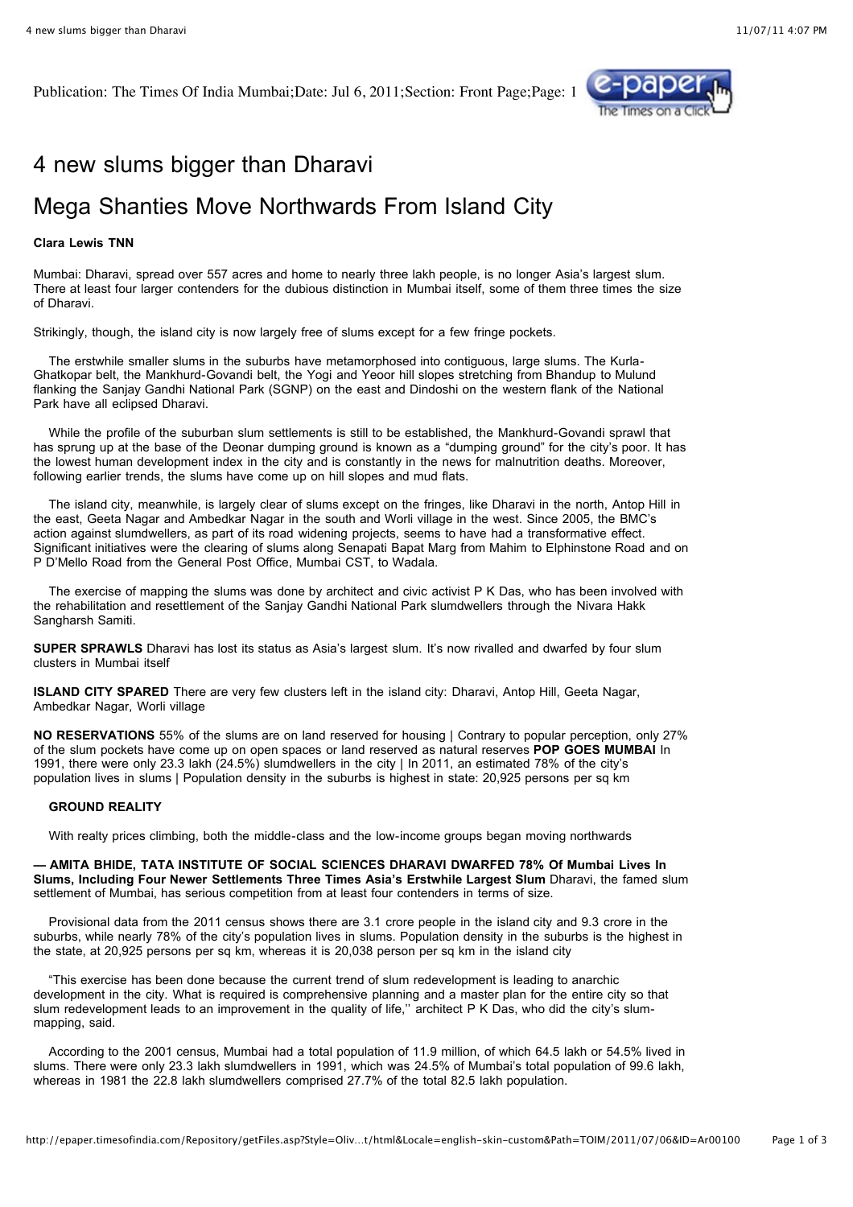Publication: The Times Of India Mumbai;Date: Jul 6, 2011;Section: Front Page;Page: 1

# 4 new slums bigger than Dharavi

## Mega Shanties Move Northwards From Island City

**Clara Lewis TNN**

Mumbai: Dharavi, spread over 557 acres and home to nearly three lakh people, is no longer Asia's largest slum. There at least four larger contenders for the dubious distinction in Mumbai itself, some of them three times the size of Dharavi.

Strikingly, though, the island city is now largely free of slums except for a few fringe pockets.

The erstwhile smaller slums in the suburbs have metamorphosed into contiguous, large slums. The Kurla-Ghatkopar belt, the Mankhurd-Govandi belt, the Yogi and Yeoor hill slopes stretching from Bhandup to Mulund flanking the Sanjay Gandhi National Park (SGNP) on the east and Dindoshi on the western flank of the National Park have all eclipsed Dharavi.

While the profile of the suburban slum settlements is still to be established, the Mankhurd-Govandi sprawl that has sprung up at the base of the Deonar dumping ground is known as a "dumping ground" for the city's poor. It has the lowest human development index in the city and is constantly in the news for malnutrition deaths. Moreover, following earlier trends, the slums have come up on hill slopes and mud flats.

The island city, meanwhile, is largely clear of slums except on the fringes, like Dharavi in the north, Antop Hill in the east, Geeta Nagar and Ambedkar Nagar in the south and Worli village in the west. Since 2005, the BMC's action against slumdwellers, as part of its road widening projects, seems to have had a transformative effect. Significant initiatives were the clearing of slums along Senapati Bapat Marg from Mahim to Elphinstone Road and on P D'Mello Road from the General Post Office, Mumbai CST, to Wadala.

The exercise of mapping the slums was done by architect and civic activist P K Das, who has been involved with the rehabilitation and resettlement of the Sanjay Gandhi National Park slumdwellers through the Nivara Hakk Sangharsh Samiti.

**SUPER SPRAWLS** Dharavi has lost its status as Asia's largest slum. It's now rivalled and dwarfed by four slum clusters in Mumbai itself

**ISLAND CITY SPARED** There are very few clusters left in the island city: Dharavi, Antop Hill, Geeta Nagar, Ambedkar Nagar, Worli village

**NO RESERVATIONS** 55% of the slums are on land reserved for housing | Contrary to popular perception, only 27% of the slum pockets have come up on open spaces or land reserved as natural reserves **POP GOES MUMBAI** In 1991, there were only 23.3 lakh (24.5%) slumdwellers in the city | In 2011, an estimated 78% of the city's population lives in slums | Population density in the suburbs is highest in state: 20,925 persons per sq km

**GROUND REALITY**

With realty prices climbing, both the middle-class and the low-income groups began moving northwards

**— AMITA BHIDE, TATA INSTITUTE OF SOCIAL SCIENCES DHARAVI DWARFED 78% Of Mumbai Lives In Slums, Including Four Newer Settlements Three Times Asia's Erstwhile Largest Slum** Dharavi, the famed slum settlement of Mumbai, has serious competition from at least four contenders in terms of size.

Provisional data from the 2011 census shows there are 3.1 crore people in the island city and 9.3 crore in the suburbs, while nearly 78% of the city's population lives in slums. Population density in the suburbs is the highest in the state, at 20,925 persons per sq km, whereas it is 20,038 person per sq km in the island city

"This exercise has been done because the current trend of slum redevelopment is leading to anarchic development in the city. What is required is comprehensive planning and a master plan for the entire city so that slum redevelopment leads to an improvement in the quality of life,'' architect P K Das, who did the city's slum-mapping, said.

According to the 2001 census, Mumbai had a total population of 11.9 million, of which 64.5 lakh or 54.5% lived in slums. There were only 23.3 lakh slumdwellers in 1991, which was 24.5% of Mumbai's total population of 99.6 lakh, whereas in 1981 the 22.8 lakh slumdwellers comprised 27.7% of the total 82.5 lakh population.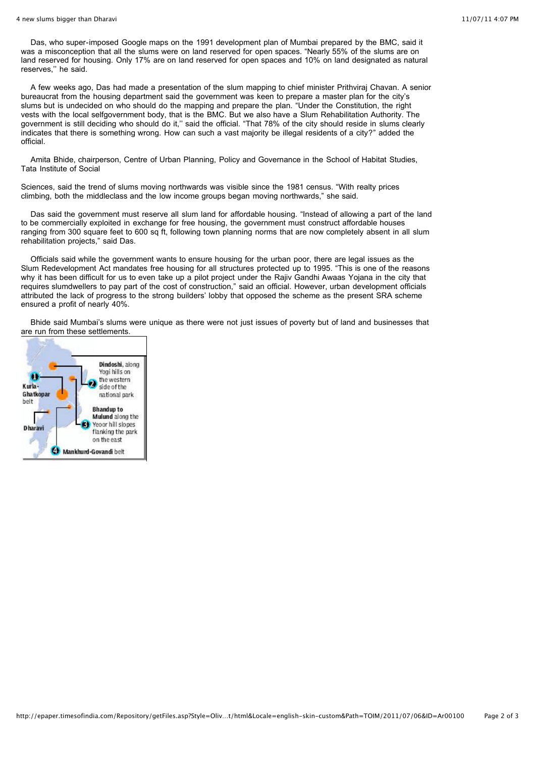Das, who super-imposed Google maps on the 1991 development plan of Mumbai prepared by the BMC, said it was a misconception that all the slums were on land reserved for open spaces. "Nearly 55% of the slums are on land reserved for housing. Only 17% are on land reserved for open spaces and 10% on land designated as natural reserves,'' he said.

A few weeks ago, Das had made a presentation of the slum mapping to chief minister Prithviraj Chavan. A senior bureaucrat from the housing department said the government was keen to prepare a master plan for the city's slums but is undecided on who should do the mapping and prepare the plan. "Under the Constitution, the right vests with the local selfgovernment body, that is the BMC. But we also have a Slum Rehabilitation Authority. The government is still deciding who should do it,'' said the official. "That 78% of the city should reside in slums clearly indicates that there is something wrong. How can such a vast majority be illegal residents of a city?" added the official.

Amita Bhide, chairperson, Centre of Urban Planning, Policy and Governance in the School of Habitat Studies, Tata Institute of Social

Sciences, said the trend of slums moving northwards was visible since the 1981 census. "With realty prices climbing, both the middleclass and the low income groups began moving northwards," she said.

Das said the government must reserve all slum land for affordable housing. "Instead of allowing a part of the land to be commercially exploited in exchange for free housing, the government must construct affordable houses ranging from 300 square feet to 600 sq ft, following town planning norms that are now completely absent in all slum rehabilitation projects," said Das.

Officials said while the government wants to ensure housing for the urban poor, there are legal issues as the Slum Redevelopment Act mandates free housing for all structures protected up to 1995. "This is one of the reasons why it has been difficult for us to even take up a pilot project under the Rajiv Gandhi Awaas Yojana in the city that requires slumdwellers to pay part of the cost of construction," said an official. However, urban development officials attributed the lack of progress to the strong builders' lobby that opposed the scheme as the present SRA scheme ensured a profit of nearly 40%.

Bhide said Mumbai's slums were unique as there were not just issues of poverty but of land and businesses that are run from these settlements.

1 Kurla-Ghatkopar belt

2 Dindoshi, along Yogi hills on the western side of the national park

3 Bhandup to Mulund along the Yeoor hill slopes flanking the park on the east

4 Mankhurd-Govandi belt

Dharavi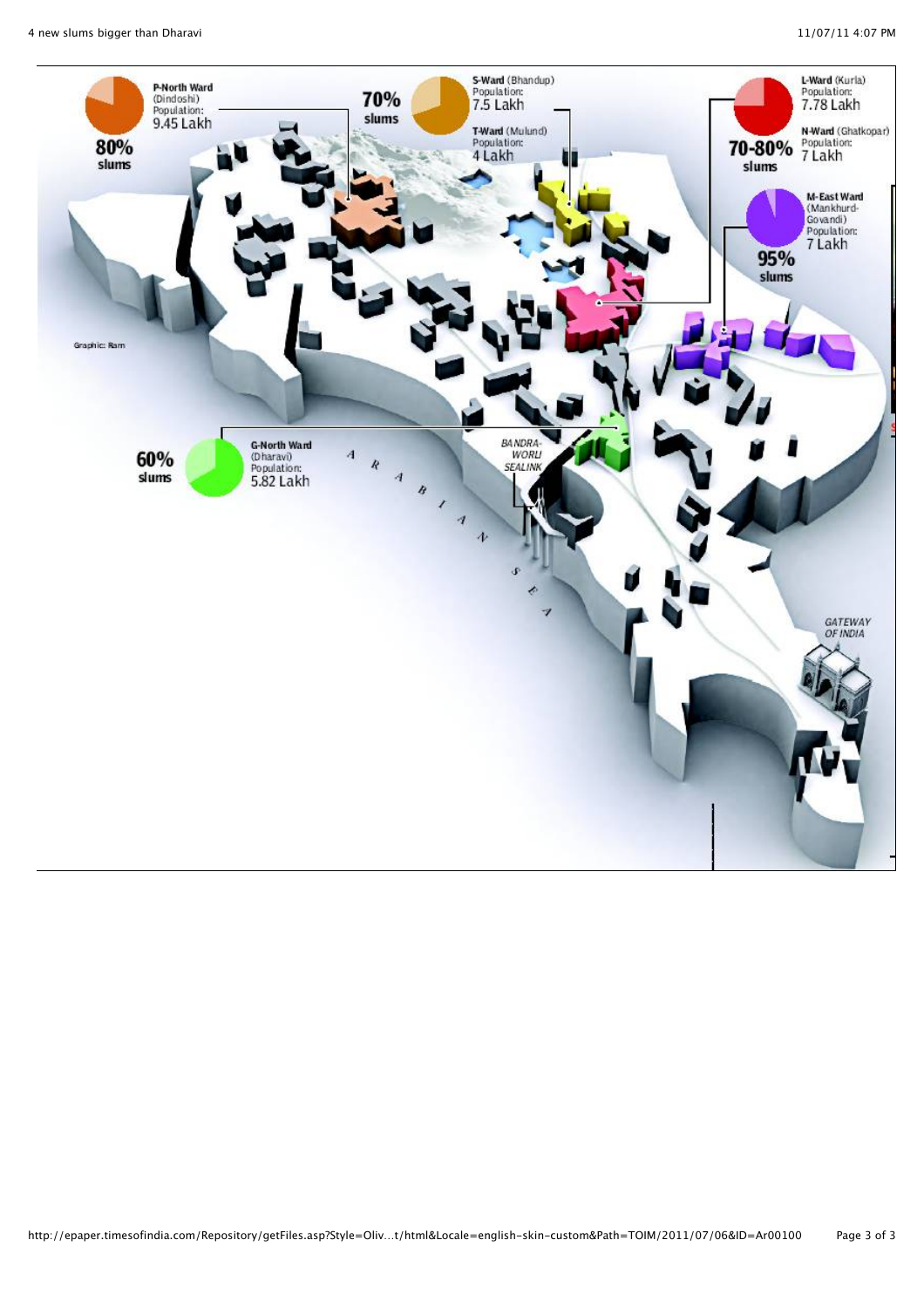P-North Ward
(Dindoshi)
Population:
9.45 Lakh

80%
slums

70%
slums

S-Ward (Bhandup)
Population:
7.5 Lakh

T-Ward (Mulund)
Population:
4 Lakh

L-Ward (Kurla)
Population:
7.78 Lakh

N-Ward (Ghatkopar)
Population:
7 Lakh

70-80%
slums

M-East Ward
(Mankhurd-Govandi)
Population:
7 Lakh

95%
slums

Graphic: Ram

60%
slums

G-North Ward
(Dharavi)
Population:
5.82 Lakh

ARABIAN SEA

BANDRA-WORLI SEALINK

GATEWAY OF INDIA